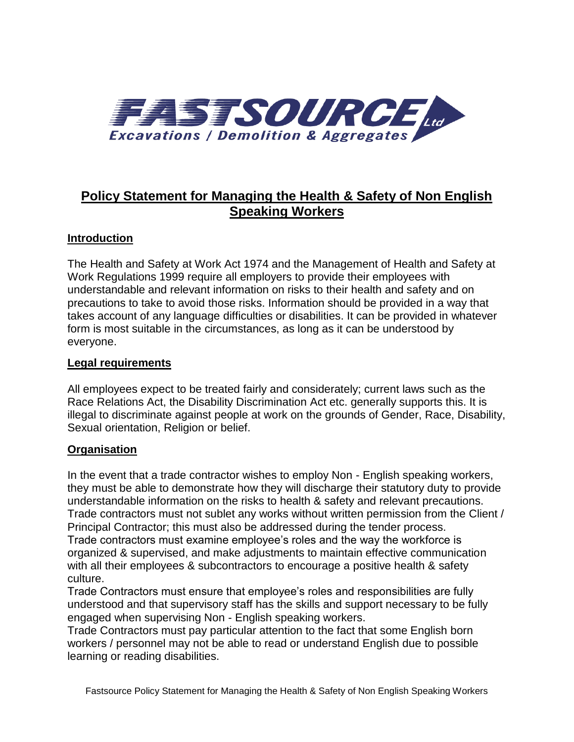FASTSOURCE Ltd
Excavations / Demolition & Aggregates

# Policy Statement for Managing the Health & Safety of Non English Speaking Workers

## Introduction

The Health and Safety at Work Act 1974 and the Management of Health and Safety at Work Regulations 1999 require all employers to provide their employees with understandable and relevant information on risks to their health and safety and on precautions to take to avoid those risks. Information should be provided in a way that takes account of any language difficulties or disabilities. It can be provided in whatever form is most suitable in the circumstances, as long as it can be understood by everyone.

## Legal requirements

All employees expect to be treated fairly and considerately; current laws such as the Race Relations Act, the Disability Discrimination Act etc. generally supports this. It is illegal to discriminate against people at work on the grounds of Gender, Race, Disability, Sexual orientation, Religion or belief.

## Organisation

In the event that a trade contractor wishes to employ Non - English speaking workers, they must be able to demonstrate how they will discharge their statutory duty to provide understandable information on the risks to health & safety and relevant precautions.
Trade contractors must not sublet any works without written permission from the Client / Principal Contractor; this must also be addressed during the tender process.
Trade contractors must examine employee's roles and the way the workforce is organized & supervised, and make adjustments to maintain effective communication with all their employees & subcontractors to encourage a positive health & safety culture.
Trade Contractors must ensure that employee's roles and responsibilities are fully understood and that supervisory staff has the skills and support necessary to be fully engaged when supervising Non - English speaking workers.
Trade Contractors must pay particular attention to the fact that some English born workers / personnel may not be able to read or understand English due to possible learning or reading disabilities.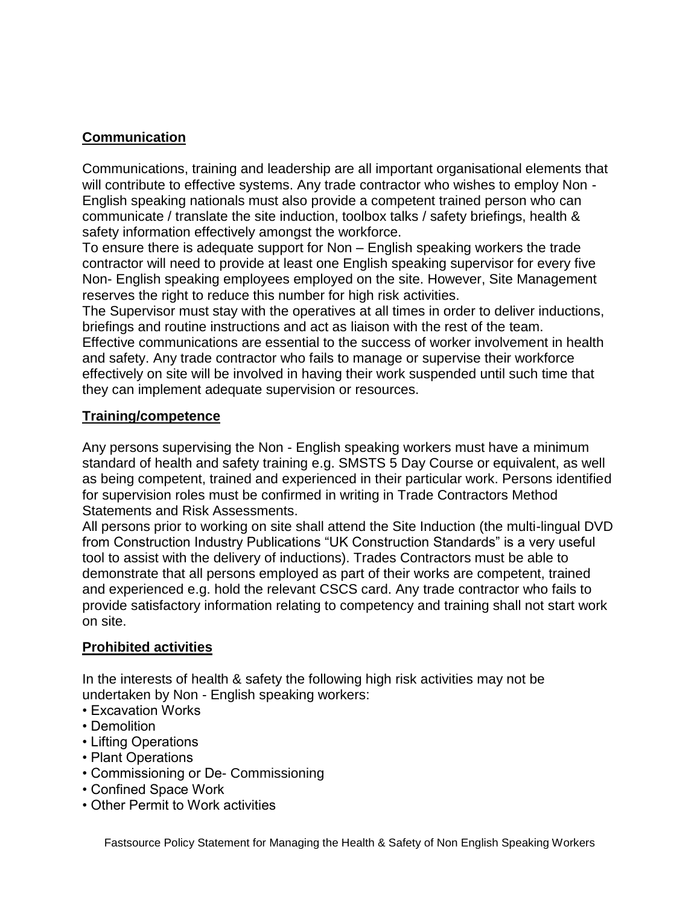## Communication

Communications, training and leadership are all important organisational elements that will contribute to effective systems. Any trade contractor who wishes to employ Non - English speaking nationals must also provide a competent trained person who can communicate / translate the site induction, toolbox talks / safety briefings, health & safety information effectively amongst the workforce.

To ensure there is adequate support for Non – English speaking workers the trade contractor will need to provide at least one English speaking supervisor for every five Non- English speaking employees employed on the site. However, Site Management reserves the right to reduce this number for high risk activities.

The Supervisor must stay with the operatives at all times in order to deliver inductions, briefings and routine instructions and act as liaison with the rest of the team.

Effective communications are essential to the success of worker involvement in health and safety. Any trade contractor who fails to manage or supervise their workforce effectively on site will be involved in having their work suspended until such time that they can implement adequate supervision or resources.

## Training/competence

Any persons supervising the Non - English speaking workers must have a minimum standard of health and safety training e.g. SMSTS 5 Day Course or equivalent, as well as being competent, trained and experienced in their particular work. Persons identified for supervision roles must be confirmed in writing in Trade Contractors Method Statements and Risk Assessments.

All persons prior to working on site shall attend the Site Induction (the multi-lingual DVD from Construction Industry Publications "UK Construction Standards" is a very useful tool to assist with the delivery of inductions). Trades Contractors must be able to demonstrate that all persons employed as part of their works are competent, trained and experienced e.g. hold the relevant CSCS card. Any trade contractor who fails to provide satisfactory information relating to competency and training shall not start work on site.

## Prohibited activities

In the interests of health & safety the following high risk activities may not be undertaken by Non - English speaking workers:

- Excavation Works
- Demolition
- Lifting Operations
- Plant Operations
- Commissioning or De- Commissioning
- Confined Space Work
- Other Permit to Work activities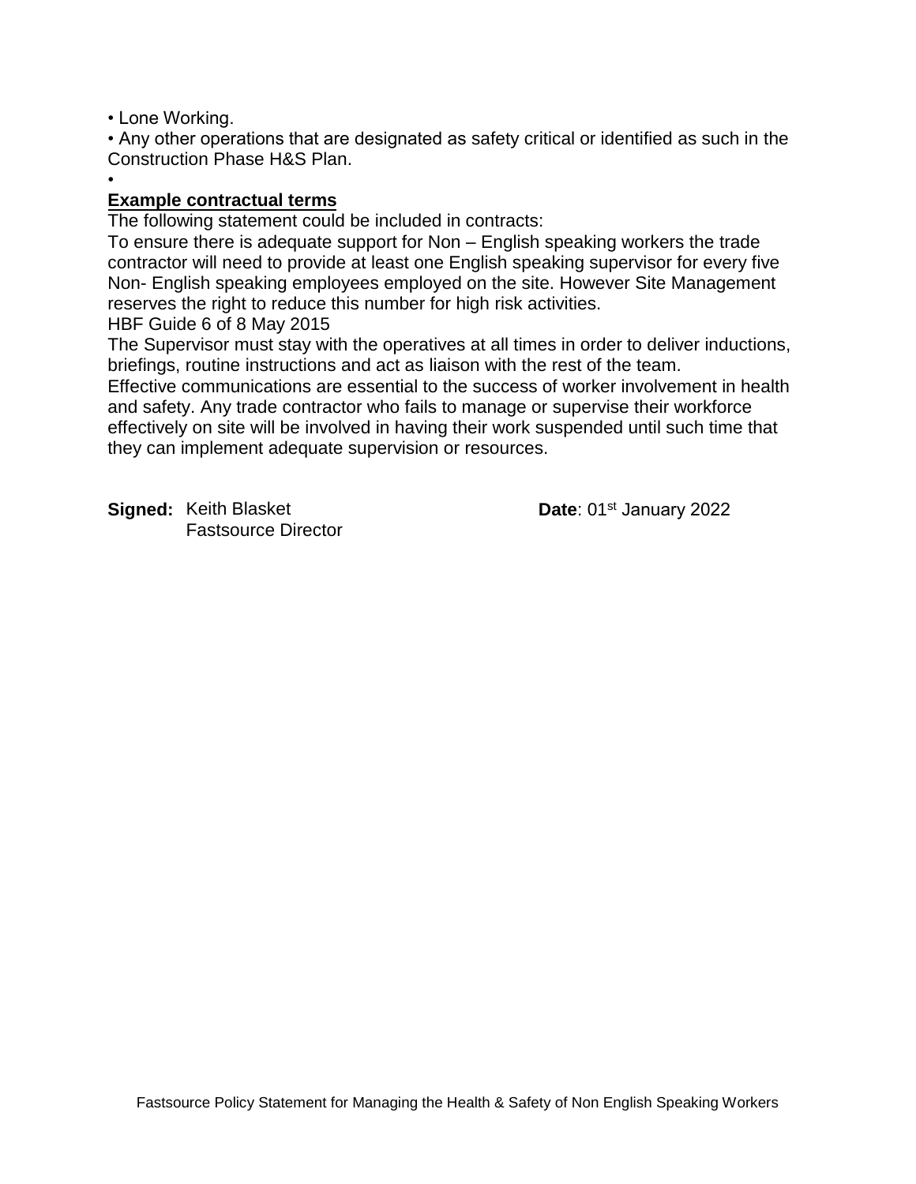- Lone Working.
- Any other operations that are designated as safety critical or identified as such in the Construction Phase H&S Plan.
-

**Example contractual terms**

The following statement could be included in contracts:

To ensure there is adequate support for Non – English speaking workers the trade contractor will need to provide at least one English speaking supervisor for every five Non- English speaking employees employed on the site. However Site Management reserves the right to reduce this number for high risk activities.

HBF Guide 6 of 8 May 2015

The Supervisor must stay with the operatives at all times in order to deliver inductions, briefings, routine instructions and act as liaison with the rest of the team.

Effective communications are essential to the success of worker involvement in health and safety. Any trade contractor who fails to manage or supervise their workforce effectively on site will be involved in having their work suspended until such time that they can implement adequate supervision or resources.

**Signed:** Keith Blasket
Fastsource Director

**Date**: 01st January 2022